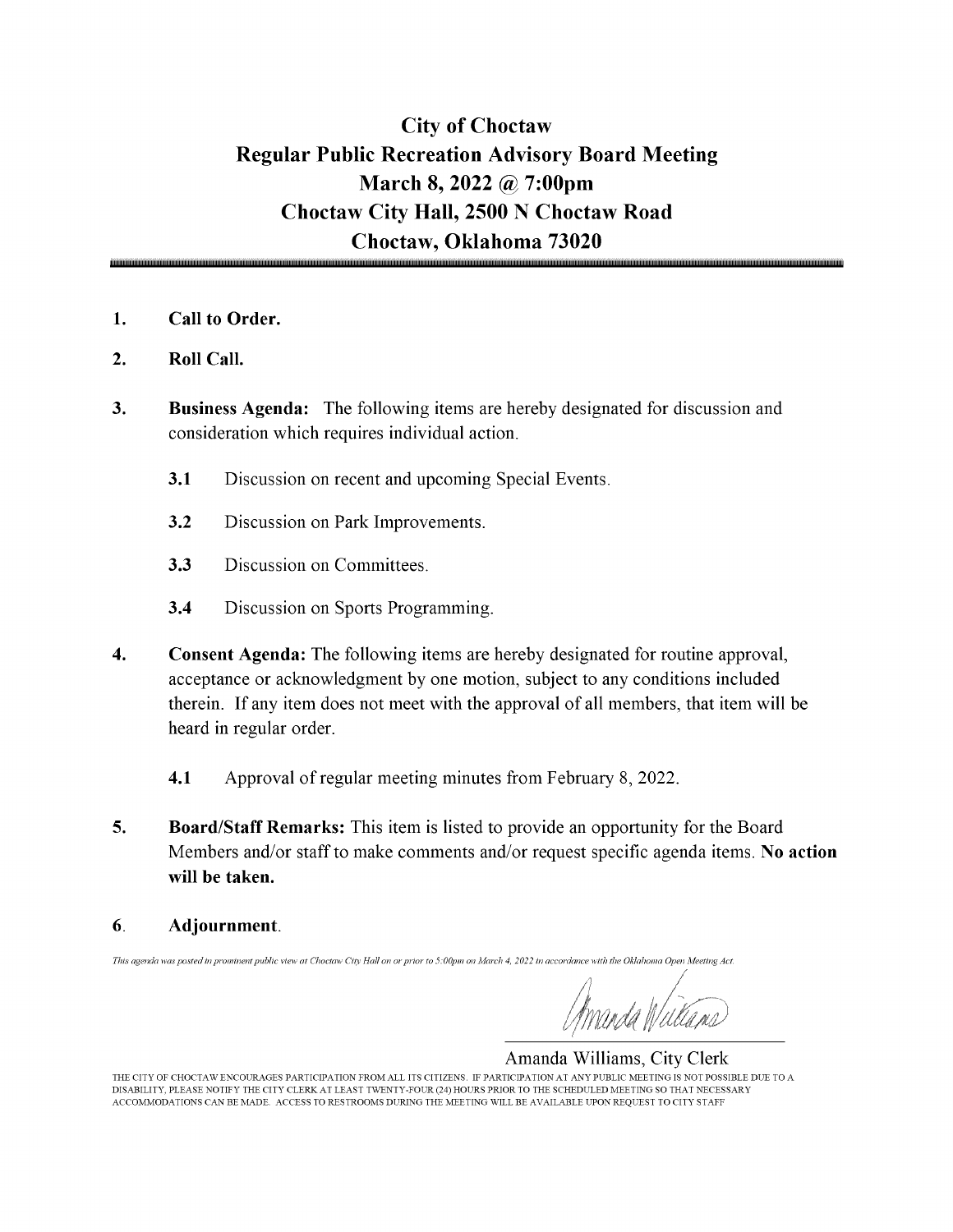# City of Choctaw
# Regular Public Recreation Advisory Board Meeting
# March 8, 2022 @ 7:00pm
# Choctaw City Hall, 2500 N Choctaw Road
# Choctaw, Oklahoma 73020

1. **Call to Order.**

2. **Roll Call.**

3. **Business Agenda:** The following items are hereby designated for discussion and consideration which requires individual action.

   **3.1** Discussion on recent and upcoming Special Events.

   **3.2** Discussion on Park Improvements.

   **3.3** Discussion on Committees.

   **3.4** Discussion on Sports Programming.

4. **Consent Agenda:** The following items are hereby designated for routine approval, acceptance or acknowledgment by one motion, subject to any conditions included therein. If any item does not meet with the approval of all members, that item will be heard in regular order.

   **4.1** Approval of regular meeting minutes from February 8, 2022.

5. **Board/Staff Remarks:** This item is listed to provide an opportunity for the Board Members and/or staff to make comments and/or request specific agenda items. **No action will be taken.**

6. **Adjournment.**

*This agenda was posted in prominent public view at Choctaw City Hall on or prior to 5:00pm on March 4, 2022 in accordance with the Oklahoma Open Meeting Act.*

Amanda Williams, City Clerk

THE CITY OF CHOCTAW ENCOURAGES PARTICIPATION FROM ALL ITS CITIZENS. IF PARTICIPATION AT ANY PUBLIC MEETING IS NOT POSSIBLE DUE TO A DISABILITY, PLEASE NOTIFY THE CITY CLERK AT LEAST TWENTY-FOUR (24) HOURS PRIOR TO THE SCHEDULED MEETING SO THAT NECESSARY ACCOMMODATIONS CAN BE MADE. ACCESS TO RESTROOMS DURING THE MEETING WILL BE AVAILABLE UPON REQUEST TO CITY STAFF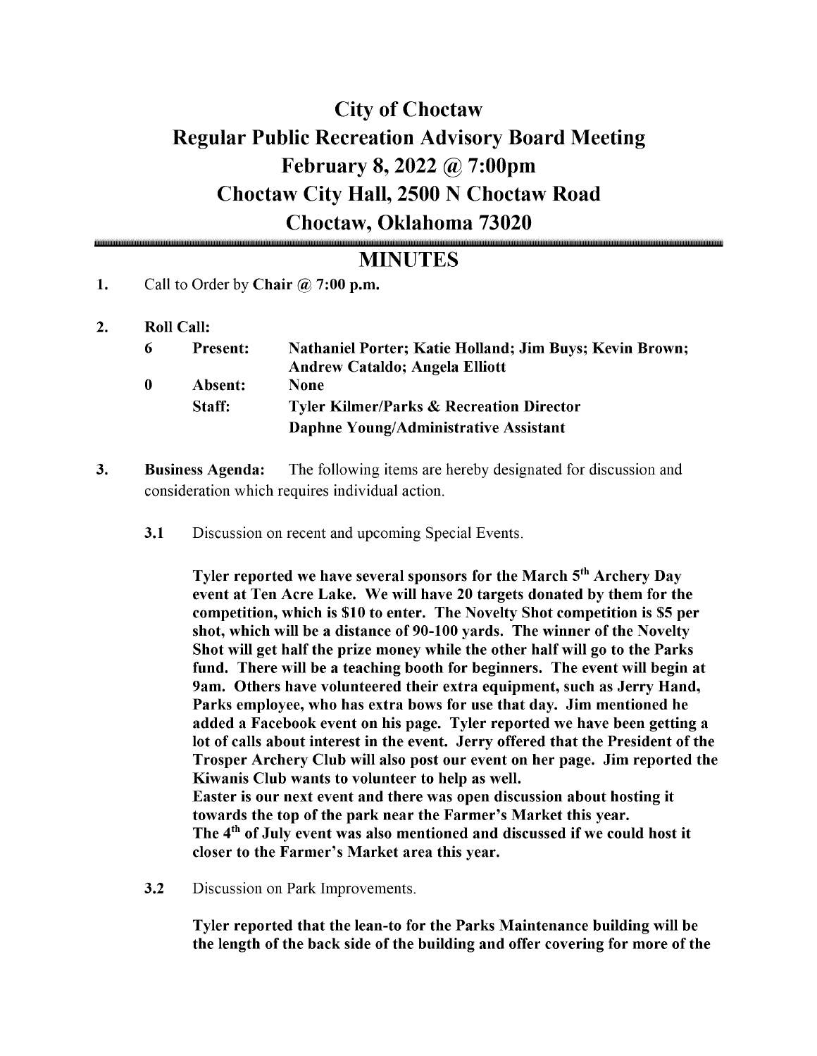# City of Choctaw
# Regular Public Recreation Advisory Board Meeting
# February 8, 2022 @ 7:00pm
# Choctaw City Hall, 2500 N Choctaw Road
# Choctaw, Oklahoma 73020

## MINUTES

1. Call to Order by **Chair @ 7:00 p.m.**

2. **Roll Call:**

| | | |
|---|---|---|
| **6** | **Present:** | **Nathaniel Porter; Katie Holland; Jim Buys; Kevin Brown; Andrew Cataldo; Angela Elliott** |
| **0** | **Absent:** | **None** |
| | **Staff:** | **Tyler Kilmer/Parks & Recreation Director** <br> **Daphne Young/Administrative Assistant** |

3. **Business Agenda:** The following items are hereby designated for discussion and consideration which requires individual action.

   **3.1** Discussion on recent and upcoming Special Events.

   **Tyler reported we have several sponsors for the March 5th Archery Day event at Ten Acre Lake. We will have 20 targets donated by them for the competition, which is $10 to enter. The Novelty Shot competition is $5 per shot, which will be a distance of 90-100 yards. The winner of the Novelty Shot will get half the prize money while the other half will go to the Parks fund. There will be a teaching booth for beginners. The event will begin at 9am. Others have volunteered their extra equipment, such as Jerry Hand, Parks employee, who has extra bows for use that day. Jim mentioned he added a Facebook event on his page. Tyler reported we have been getting a lot of calls about interest in the event. Jerry offered that the President of the Trosper Archery Club will also post our event on her page. Jim reported the Kiwanis Club wants to volunteer to help as well.**
   **Easter is our next event and there was open discussion about hosting it towards the top of the park near the Farmer's Market this year.**
   **The 4th of July event was also mentioned and discussed if we could host it closer to the Farmer's Market area this year.**

   **3.2** Discussion on Park Improvements.

   **Tyler reported that the lean-to for the Parks Maintenance building will be the length of the back side of the building and offer covering for more of the**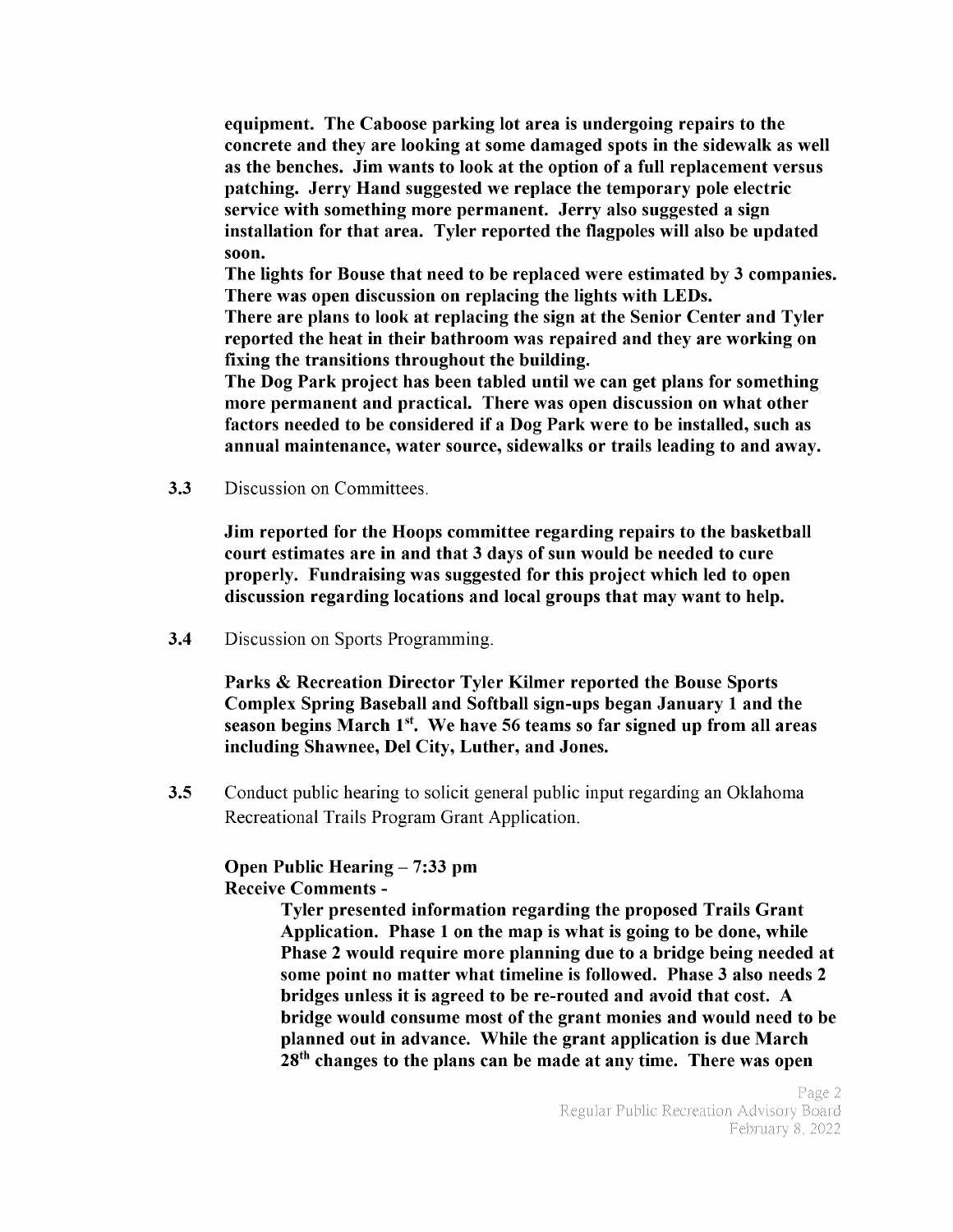**equipment. The Caboose parking lot area is undergoing repairs to the concrete and they are looking at some damaged spots in the sidewalk as well as the benches. Jim wants to look at the option of a full replacement versus patching. Jerry Hand suggested we replace the temporary pole electric service with something more permanent. Jerry also suggested a sign installation for that area. Tyler reported the flagpoles will also be updated soon.**

**The lights for Bouse that need to be replaced were estimated by 3 companies. There was open discussion on replacing the lights with LEDs.**

**There are plans to look at replacing the sign at the Senior Center and Tyler reported the heat in their bathroom was repaired and they are working on fixing the transitions throughout the building.**

**The Dog Park project has been tabled until we can get plans for something more permanent and practical. There was open discussion on what other factors needed to be considered if a Dog Park were to be installed, such as annual maintenance, water source, sidewalks or trails leading to and away.**

**3.3** Discussion on Committees.

**Jim reported for the Hoops committee regarding repairs to the basketball court estimates are in and that 3 days of sun would be needed to cure properly. Fundraising was suggested for this project which led to open discussion regarding locations and local groups that may want to help.**

**3.4** Discussion on Sports Programming.

**Parks & Recreation Director Tyler Kilmer reported the Bouse Sports Complex Spring Baseball and Softball sign-ups began January 1 and the season begins March 1st. We have 56 teams so far signed up from all areas including Shawnee, Del City, Luther, and Jones.**

**3.5** Conduct public hearing to solicit general public input regarding an Oklahoma Recreational Trails Program Grant Application.

**Open Public Hearing – 7:33 pm**
**Receive Comments -**

**Tyler presented information regarding the proposed Trails Grant Application. Phase 1 on the map is what is going to be done, while Phase 2 would require more planning due to a bridge being needed at some point no matter what timeline is followed. Phase 3 also needs 2 bridges unless it is agreed to be re-routed and avoid that cost. A bridge would consume most of the grant monies and would need to be planned out in advance. While the grant application is due March 28th changes to the plans can be made at any time. There was open**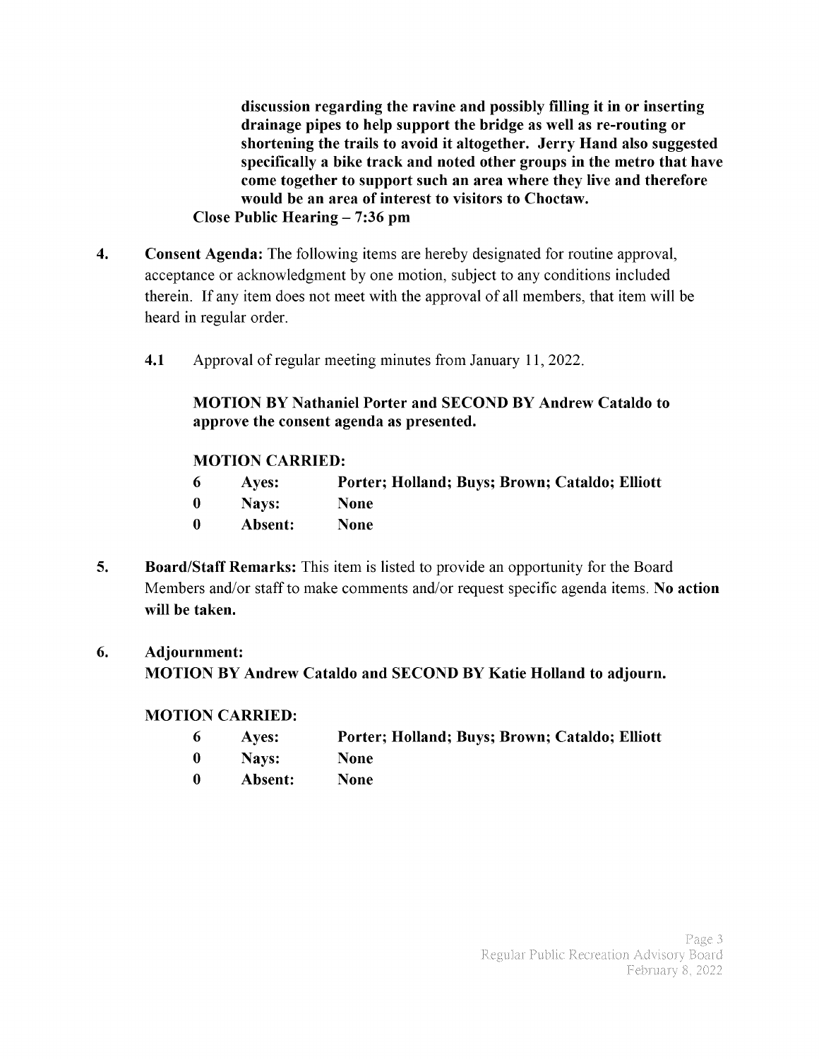**discussion regarding the ravine and possibly filling it in or inserting drainage pipes to help support the bridge as well as re-routing or shortening the trails to avoid it altogether. Jerry Hand also suggested specifically a bike track and noted other groups in the metro that have come together to support such an area where they live and therefore would be an area of interest to visitors to Choctaw.**

**Close Public Hearing – 7:36 pm**

4. **Consent Agenda:** The following items are hereby designated for routine approval, acceptance or acknowledgment by one motion, subject to any conditions included therein. If any item does not meet with the approval of all members, that item will be heard in regular order.

   **4.1** Approval of regular meeting minutes from January 11, 2022.

   **MOTION BY Nathaniel Porter and SECOND BY Andrew Cataldo to approve the consent agenda as presented.**

   **MOTION CARRIED:**

   | | | |
   |---|---|---|
   | **6** | **Ayes:** | **Porter; Holland; Buys; Brown; Cataldo; Elliott** |
   | **0** | **Nays:** | **None** |
   | **0** | **Absent:** | **None** |

5. **Board/Staff Remarks:** This item is listed to provide an opportunity for the Board Members and/or staff to make comments and/or request specific agenda items. **No action will be taken.**

6. **Adjournment:**
   **MOTION BY Andrew Cataldo and SECOND BY Katie Holland to adjourn.**

   **MOTION CARRIED:**

   | | | |
   |---|---|---|
   | **6** | **Ayes:** | **Porter; Holland; Buys; Brown; Cataldo; Elliott** |
   | **0** | **Nays:** | **None** |
   | **0** | **Absent:** | **None** |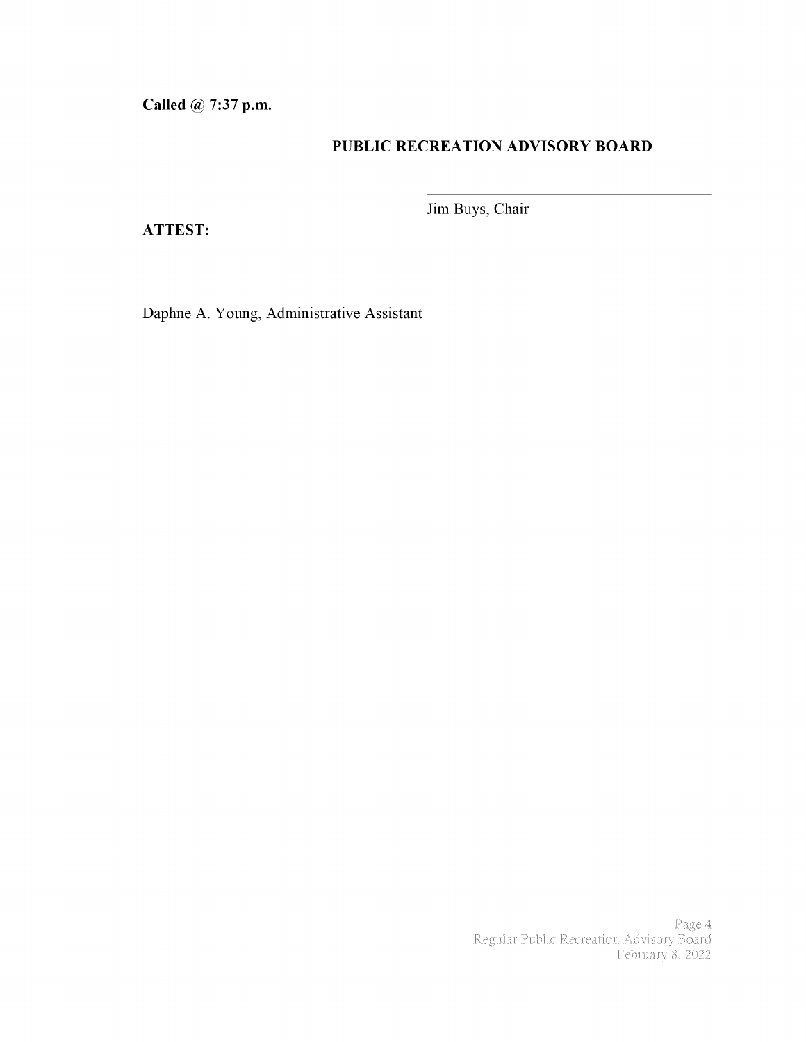**Called @ 7:37 p.m.**

**PUBLIC RECREATION ADVISORY BOARD**

\_\_\_\_\_\_\_\_\_\_\_\_\_\_\_\_\_\_\_\_\_\_\_\_\_\_\_\_\_\_\_\_\_\_\_

Jim Buys, Chair

**ATTEST:**

\_\_\_\_\_\_\_\_\_\_\_\_\_\_\_\_\_\_\_\_\_\_\_\_\_\_\_\_\_\_\_\_\_\_\_

Daphne A. Young, Administrative Assistant